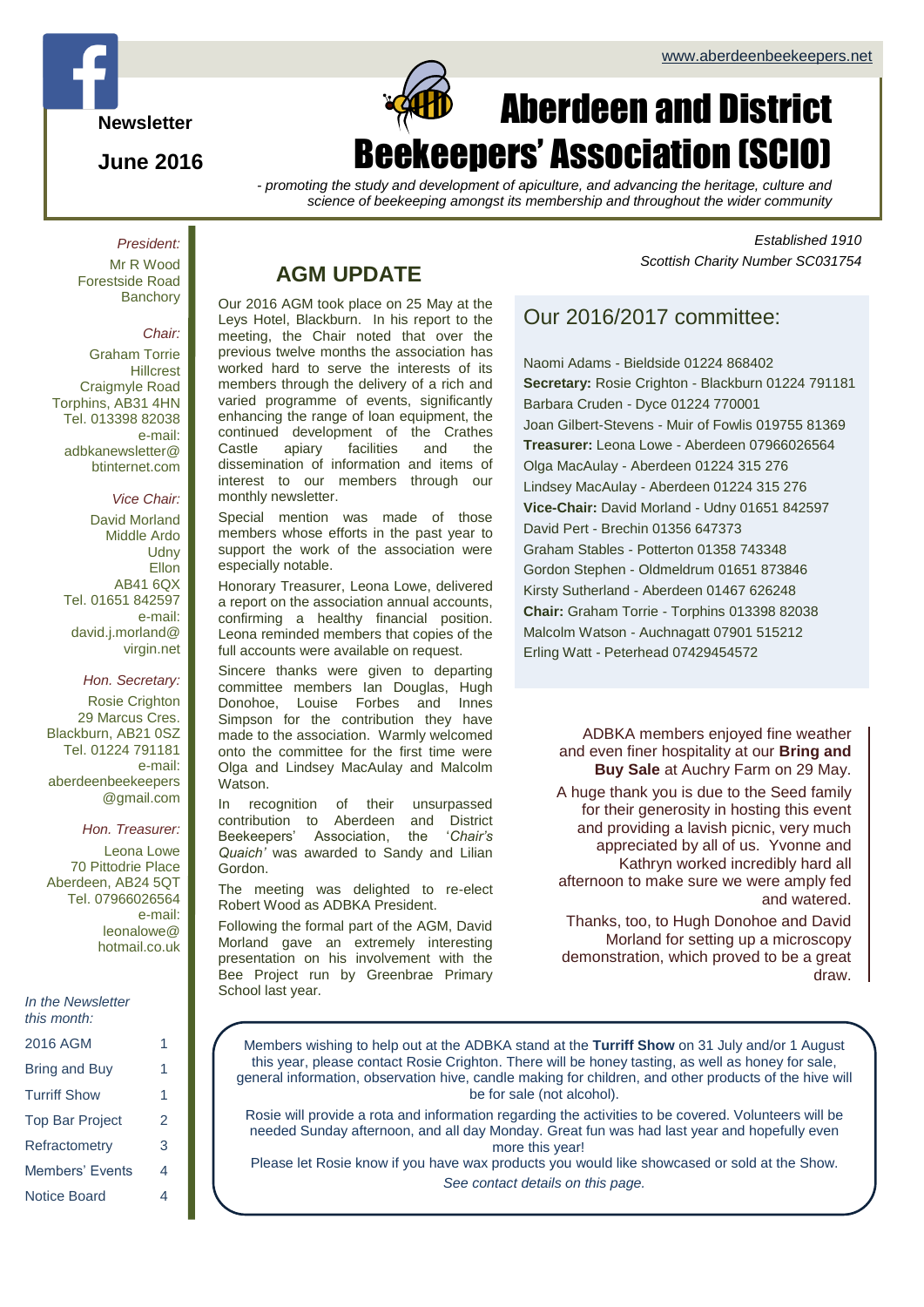www.aberdeenbeekeepers.net

**Newsletter**

**June 2016**

# Aberdeen and District Beekeepers' Association (SCIO)

*- promoting the study and development of apiculture, and advancing the heritage, culture and science of beekeeping amongst its membership and throughout the wider community*

*Established 1910*
*Scottish Charity Number SC031754*

*President:*
Mr R Wood
Forestside Road
Banchory

*Chair:*
Graham Torrie
Hillcrest
Craigmyle Road
Torphins, AB31 4HN
Tel. 013398 82038
e-mail:
adbkanewsletter@btinternet.com

*Vice Chair:*
David Morland
Middle Ardo
Udny
Ellon
AB41 6QX
Tel. 01651 842597
e-mail:
david.j.morland@virgin.net

*Hon. Secretary:*
Rosie Crighton
29 Marcus Cres.
Blackburn, AB21 0SZ
Tel. 01224 791181
e-mail:
aberdeenbeekeepers@gmail.com

*Hon. Treasurer:*
Leona Lowe
70 Pittodrie Place
Aberdeen, AB24 5QT
Tel. 07966026564
e-mail:
leonalowe@hotmail.co.uk

*In the Newsletter this month:*

| | |
|---|---|
| 2016 AGM | 1 |
| Bring and Buy | 1 |
| Turriff Show | 1 |
| Top Bar Project | 2 |
| Refractometry | 3 |
| Members' Events | 4 |
| Notice Board | 4 |

## AGM UPDATE

Our 2016 AGM took place on 25 May at the Leys Hotel, Blackburn. In his report to the meeting, the Chair noted that over the previous twelve months the association has worked hard to serve the interests of its members through the delivery of a rich and varied programme of events, significantly enhancing the range of loan equipment, the continued development of the Crathes Castle apiary facilities and the dissemination of information and items of interest to our members through our monthly newsletter.

Special mention was made of those members whose efforts in the past year to support the work of the association were especially notable.

Honorary Treasurer, Leona Lowe, delivered a report on the association annual accounts, confirming a healthy financial position. Leona reminded members that copies of the full accounts were available on request.

Sincere thanks were given to departing committee members Ian Douglas, Hugh Donohoe, Louise Forbes and Innes Simpson for the contribution they have made to the association. Warmly welcomed onto the committee for the first time were Olga and Lindsey MacAulay and Malcolm Watson.

In recognition of their unsurpassed contribution to Aberdeen and District Beekeepers' Association, the '*Chair's Quaich*' was awarded to Sandy and Lilian Gordon.

The meeting was delighted to re-elect Robert Wood as ADBKA President.

Following the formal part of the AGM, David Morland gave an extremely interesting presentation on his involvement with the Bee Project run by Greenbrae Primary School last year.

## Our 2016/2017 committee:

Naomi Adams - Bieldside 01224 868402
**Secretary:** Rosie Crighton - Blackburn 01224 791181
Barbara Cruden - Dyce 01224 770001
Joan Gilbert-Stevens - Muir of Fowlis 019755 81369
**Treasurer:** Leona Lowe - Aberdeen 07966026564
Olga MacAulay - Aberdeen 01224 315 276
Lindsey MacAulay - Aberdeen 01224 315 276
**Vice-Chair:** David Morland - Udny 01651 842597
David Pert - Brechin 01356 647373
Graham Stables - Potterton 01358 743348
Gordon Stephen - Oldmeldrum 01651 873846
Kirsty Sutherland - Aberdeen 01467 626248
**Chair:** Graham Torrie - Torphins 013398 82038
Malcolm Watson - Auchnagatt 07901 515212
Erling Watt - Peterhead 07429454572

ADBKA members enjoyed fine weather and even finer hospitality at our **Bring and Buy Sale** at Auchry Farm on 29 May.

A huge thank you is due to the Seed family for their generosity in hosting this event and providing a lavish picnic, very much appreciated by all of us. Yvonne and Kathryn worked incredibly hard all afternoon to make sure we were amply fed and watered.

Thanks, too, to Hugh Donohoe and David Morland for setting up a microscopy demonstration, which proved to be a great draw.

Members wishing to help out at the ADBKA stand at the **Turriff Show** on 31 July and/or 1 August this year, please contact Rosie Crighton. There will be honey tasting, as well as honey for sale, general information, observation hive, candle making for children, and other products of the hive will be for sale (not alcohol).

Rosie will provide a rota and information regarding the activities to be covered. Volunteers will be needed Sunday afternoon, and all day Monday. Great fun was had last year and hopefully even more this year!

Please let Rosie know if you have wax products you would like showcased or sold at the Show.

*See contact details on this page.*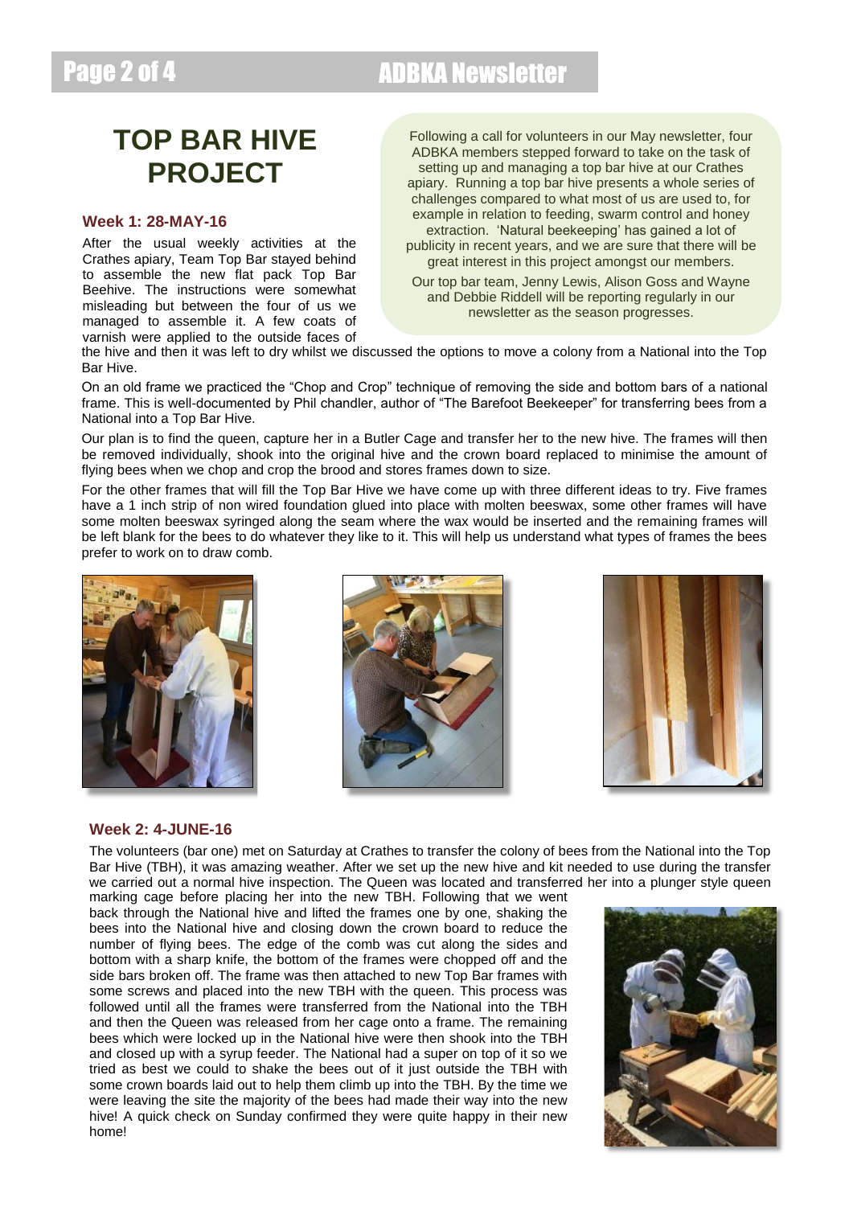# TOP BAR HIVE PROJECT

Following a call for volunteers in our May newsletter, four ADBKA members stepped forward to take on the task of setting up and managing a top bar hive at our Crathes apiary. Running a top bar hive presents a whole series of challenges compared to what most of us are used to, for example in relation to feeding, swarm control and honey extraction. 'Natural beekeeping' has gained a lot of publicity in recent years, and we are sure that there will be great interest in this project amongst our members.

Our top bar team, Jenny Lewis, Alison Goss and Wayne and Debbie Riddell will be reporting regularly in our newsletter as the season progresses.

### Week 1: 28-MAY-16

After the usual weekly activities at the Crathes apiary, Team Top Bar stayed behind to assemble the new flat pack Top Bar Beehive. The instructions were somewhat misleading but between the four of us we managed to assemble it. A few coats of varnish were applied to the outside faces of the hive and then it was left to dry whilst we discussed the options to move a colony from a National into the Top Bar Hive.

On an old frame we practiced the "Chop and Crop" technique of removing the side and bottom bars of a national frame. This is well-documented by Phil chandler, author of "The Barefoot Beekeeper" for transferring bees from a National into a Top Bar Hive.

Our plan is to find the queen, capture her in a Butler Cage and transfer her to the new hive. The frames will then be removed individually, shook into the original hive and the crown board replaced to minimise the amount of flying bees when we chop and crop the brood and stores frames down to size.

For the other frames that will fill the Top Bar Hive we have come up with three different ideas to try. Five frames have a 1 inch strip of non wired foundation glued into place with molten beeswax, some other frames will have some molten beeswax syringed along the seam where the wax would be inserted and the remaining frames will be left blank for the bees to do whatever they like to it. This will help us understand what types of frames the bees prefer to work on to draw comb.

### Week 2: 4-JUNE-16

The volunteers (bar one) met on Saturday at Crathes to transfer the colony of bees from the National into the Top Bar Hive (TBH), it was amazing weather. After we set up the new hive and kit needed to use during the transfer we carried out a normal hive inspection. The Queen was located and transferred her into a plunger style queen marking cage before placing her into the new TBH. Following that we went back through the National hive and lifted the frames one by one, shaking the bees into the National hive and closing down the crown board to reduce the number of flying bees. The edge of the comb was cut along the sides and bottom with a sharp knife, the bottom of the frames were chopped off and the side bars broken off. The frame was then attached to new Top Bar frames with some screws and placed into the new TBH with the queen. This process was followed until all the frames were transferred from the National into the TBH and then the Queen was released from her cage onto a frame. The remaining bees which were locked up in the National hive were then shook into the TBH and closed up with a syrup feeder. The National had a super on top of it so we tried as best we could to shake the bees out of it just outside the TBH with some crown boards laid out to help them climb up into the TBH. By the time we were leaving the site the majority of the bees had made their way into the new hive! A quick check on Sunday confirmed they were quite happy in their new home!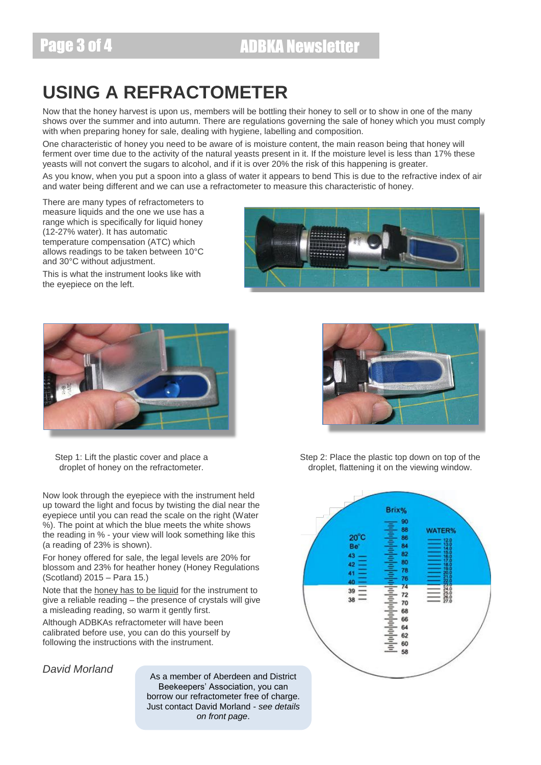# USING A REFRACTOMETER

Now that the honey harvest is upon us, members will be bottling their honey to sell or to show in one of the many shows over the summer and into autumn. There are regulations governing the sale of honey which you must comply with when preparing honey for sale, dealing with hygiene, labelling and composition.

One characteristic of honey you need to be aware of is moisture content, the main reason being that honey will ferment over time due to the activity of the natural yeasts present in it. If the moisture level is less than 17% these yeasts will not convert the sugars to alcohol, and if it is over 20% the risk of this happening is greater.

As you know, when you put a spoon into a glass of water it appears to bend This is due to the refractive index of air and water being different and we can use a refractometer to measure this characteristic of honey.

There are many types of refractometers to measure liquids and the one we use has a range which is specifically for liquid honey (12-27% water). It has automatic temperature compensation (ATC) which allows readings to be taken between 10°C and 30°C without adjustment.

This is what the instrument looks like with the eyepiece on the left.

Step 1: Lift the plastic cover and place a droplet of honey on the refractometer.

Step 2: Place the plastic top down on top of the droplet, flattening it on the viewing window.

Now look through the eyepiece with the instrument held up toward the light and focus by twisting the dial near the eyepiece until you can read the scale on the right (Water %). The point at which the blue meets the white shows the reading in % - your view will look something like this (a reading of 23% is shown).

For honey offered for sale, the legal levels are 20% for blossom and 23% for heather honey (Honey Regulations (Scotland) 2015 – Para 15.)

Note that the honey has to be liquid for the instrument to give a reliable reading – the presence of crystals will give a misleading reading, so warm it gently first.

Although ADBKAs refractometer will have been calibrated before use, you can do this yourself by following the instructions with the instrument.

*David Morland*

As a member of Aberdeen and District Beekeepers' Association, you can borrow our refractometer free of charge. Just contact David Morland - *see details on front page*.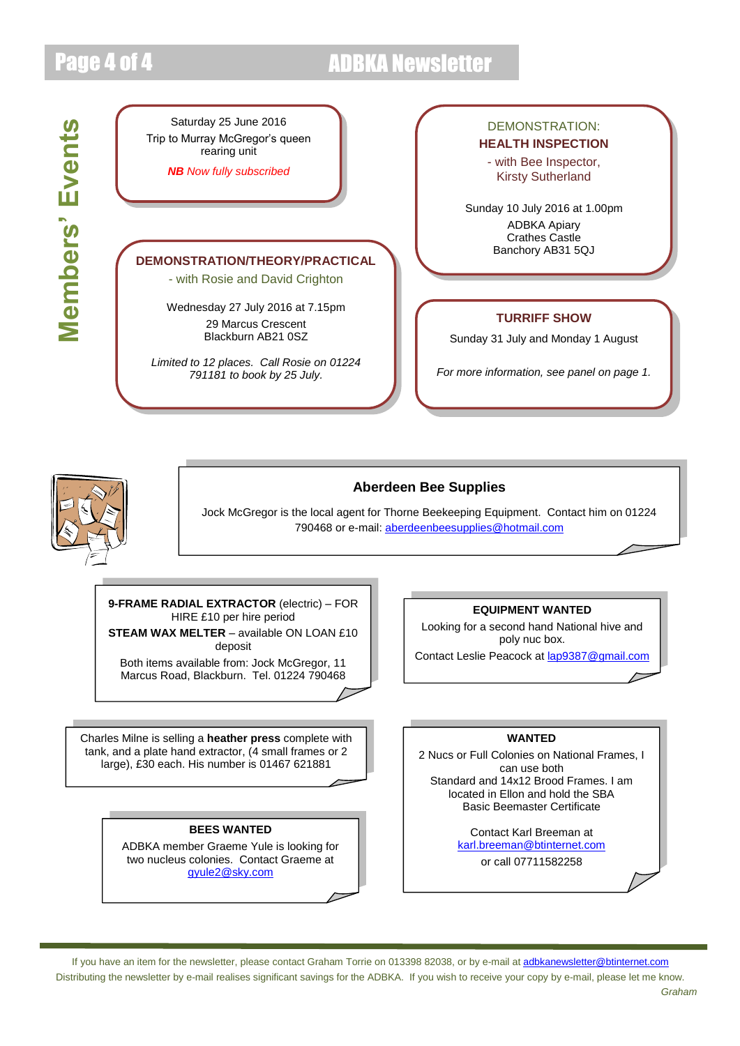# Members' Events

Saturday 25 June 2016

Trip to Murray McGregor's queen rearing unit

***NB** Now fully subscribed*

**DEMONSTRATION/THEORY/PRACTICAL**

- with Rosie and David Crighton

Wednesday 27 July 2016 at 7.15pm

29 Marcus Crescent
Blackburn AB21 0SZ

*Limited to 12 places. Call Rosie on 01224 791181 to book by 25 July.*

DEMONSTRATION:
**HEALTH INSPECTION**

- with Bee Inspector, Kirsty Sutherland

Sunday 10 July 2016 at 1.00pm

ADBKA Apiary
Crathes Castle
Banchory AB31 5QJ

**TURRIFF SHOW**

Sunday 31 July and Monday 1 August

*For more information, see panel on page 1.*

## Aberdeen Bee Supplies

Jock McGregor is the local agent for Thorne Beekeeping Equipment. Contact him on 01224 790468 or e-mail: aberdeenbeesupplies@hotmail.com

**9-FRAME RADIAL EXTRACTOR** (electric) – FOR HIRE £10 per hire period

**STEAM WAX MELTER** – available ON LOAN £10 deposit

Both items available from: Jock McGregor, 11 Marcus Road, Blackburn. Tel. 01224 790468

**EQUIPMENT WANTED**

Looking for a second hand National hive and poly nuc box.

Contact Leslie Peacock at lap9387@gmail.com

Charles Milne is selling a **heather press** complete with tank, and a plate hand extractor, (4 small frames or 2 large), £30 each. His number is 01467 621881

**WANTED**

2 Nucs or Full Colonies on National Frames, I can use both Standard and 14x12 Brood Frames. I am located in Ellon and hold the SBA Basic Beemaster Certificate

Contact Karl Breeman at karl.breeman@btinternet.com
or call 07711582258

**BEES WANTED**

ADBKA member Graeme Yule is looking for two nucleus colonies. Contact Graeme at gyule2@sky.com

If you have an item for the newsletter, please contact Graham Torrie on 013398 82038, or by e-mail at adbkanewsletter@btinternet.com
Distributing the newsletter by e-mail realises significant savings for the ADBKA. If you wish to receive your copy by e-mail, please let me know.

*Graham*